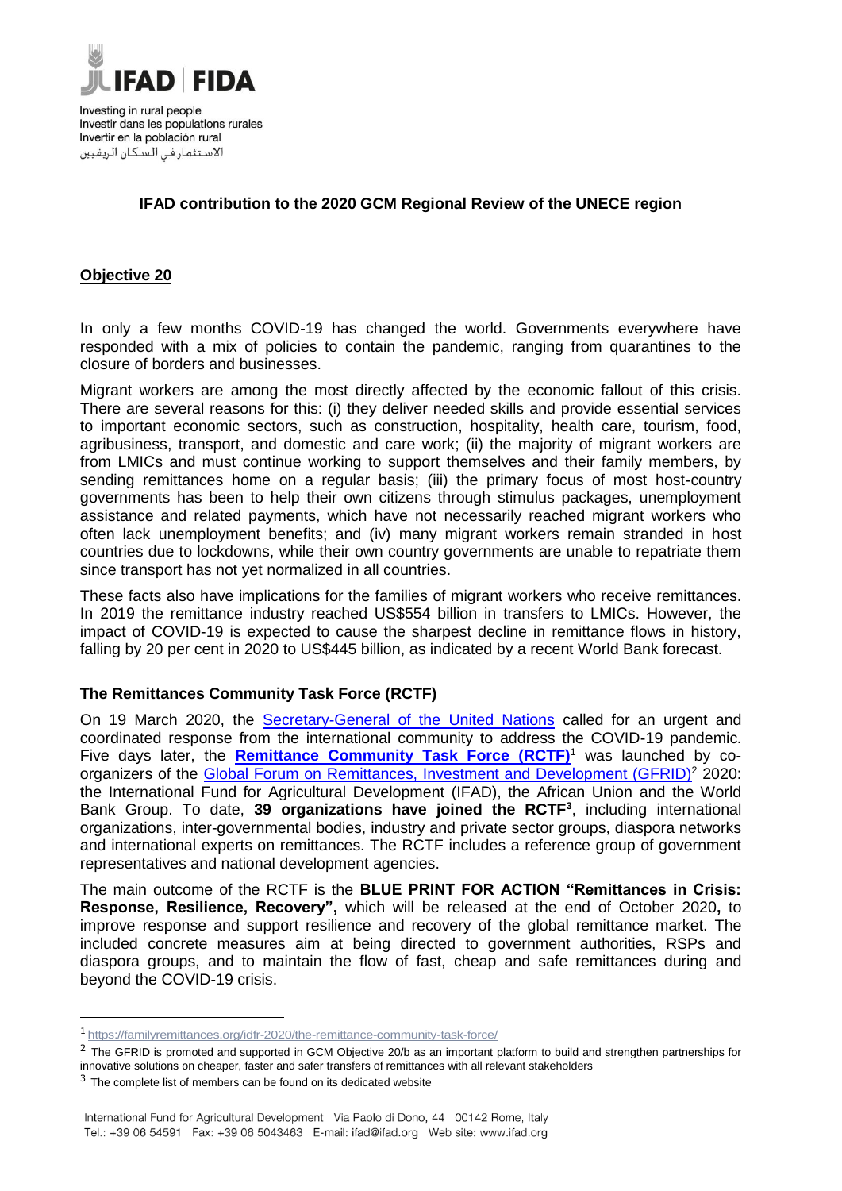IFAD | FIDA

Investing in rural people
Investir dans les populations rurales
Invertir en la población rural
الاستثمار في السكان الريفيين

## IFAD contribution to the 2020 GCM Regional Review of the UNECE region

### Objective 20

In only a few months COVID-19 has changed the world. Governments everywhere have responded with a mix of policies to contain the pandemic, ranging from quarantines to the closure of borders and businesses.

Migrant workers are among the most directly affected by the economic fallout of this crisis. There are several reasons for this: (i) they deliver needed skills and provide essential services to important economic sectors, such as construction, hospitality, health care, tourism, food, agribusiness, transport, and domestic and care work; (ii) the majority of migrant workers are from LMICs and must continue working to support themselves and their family members, by sending remittances home on a regular basis; (iii) the primary focus of most host-country governments has been to help their own citizens through stimulus packages, unemployment assistance and related payments, which have not necessarily reached migrant workers who often lack unemployment benefits; and (iv) many migrant workers remain stranded in host countries due to lockdowns, while their own country governments are unable to repatriate them since transport has not yet normalized in all countries.

These facts also have implications for the families of migrant workers who receive remittances. In 2019 the remittance industry reached US$554 billion in transfers to LMICs. However, the impact of COVID-19 is expected to cause the sharpest decline in remittance flows in history, falling by 20 per cent in 2020 to US$445 billion, as indicated by a recent World Bank forecast.

### The Remittances Community Task Force (RCTF)

On 19 March 2020, the Secretary-General of the United Nations called for an urgent and coordinated response from the international community to address the COVID-19 pandemic. Five days later, the **Remittance Community Task Force (RCTF)**[1] was launched by co-organizers of the Global Forum on Remittances, Investment and Development (GFRID)[2] 2020: the International Fund for Agricultural Development (IFAD), the African Union and the World Bank Group. To date, **39 organizations have joined the RCTF**[3], including international organizations, inter-governmental bodies, industry and private sector groups, diaspora networks and international experts on remittances. The RCTF includes a reference group of government representatives and national development agencies.

The main outcome of the RCTF is the **BLUE PRINT FOR ACTION "Remittances in Crisis: Response, Resilience, Recovery",** which will be released at the end of October 2020**,** to improve response and support resilience and recovery of the global remittance market. The included concrete measures aim at being directed to government authorities, RSPs and diaspora groups, and to maintain the flow of fast, cheap and safe remittances during and beyond the COVID-19 crisis.

---

[1] https://familyremittances.org/idfr-2020/the-remittance-community-task-force/

[2] The GFRID is promoted and supported in GCM Objective 20/b as an important platform to build and strengthen partnerships for innovative solutions on cheaper, faster and safer transfers of remittances with all relevant stakeholders

[3] The complete list of members can be found on its dedicated website

International Fund for Agricultural Development Via Paolo di Dono, 44 00142 Rome, Italy
Tel.: +39 06 54591 Fax: +39 06 5043463 E-mail: ifad@ifad.org Web site: www.ifad.org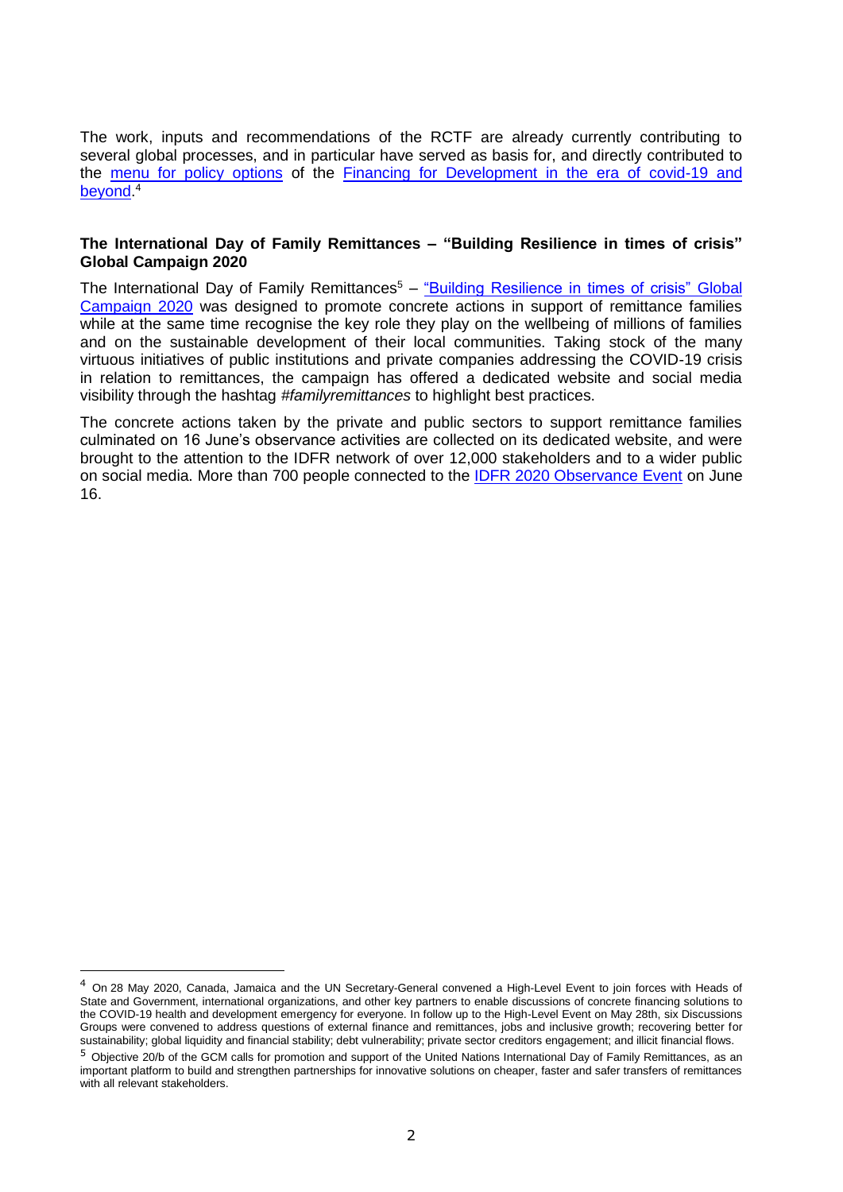The work, inputs and recommendations of the RCTF are already currently contributing to several global processes, and in particular have served as basis for, and directly contributed to the menu for policy options of the Financing for Development in the era of covid-19 and beyond.[4]

**The International Day of Family Remittances – "Building Resilience in times of crisis" Global Campaign 2020**

The International Day of Family Remittances[5] – "Building Resilience in times of crisis" Global Campaign 2020 was designed to promote concrete actions in support of remittance families while at the same time recognise the key role they play on the wellbeing of millions of families and on the sustainable development of their local communities. Taking stock of the many virtuous initiatives of public institutions and private companies addressing the COVID-19 crisis in relation to remittances, the campaign has offered a dedicated website and social media visibility through the hashtag *#familyremittances* to highlight best practices.

The concrete actions taken by the private and public sectors to support remittance families culminated on 16 June's observance activities are collected on its dedicated website, and were brought to the attention to the IDFR network of over 12,000 stakeholders and to a wider public on social media. More than 700 people connected to the IDFR 2020 Observance Event on June 16.

---

[4] On 28 May 2020, Canada, Jamaica and the UN Secretary-General convened a High-Level Event to join forces with Heads of State and Government, international organizations, and other key partners to enable discussions of concrete financing solutions to the COVID-19 health and development emergency for everyone. In follow up to the High-Level Event on May 28th, six Discussions Groups were convened to address questions of external finance and remittances, jobs and inclusive growth; recovering better for sustainability; global liquidity and financial stability; debt vulnerability; private sector creditors engagement; and illicit financial flows.

[5] Objective 20/b of the GCM calls for promotion and support of the United Nations International Day of Family Remittances, as an important platform to build and strengthen partnerships for innovative solutions on cheaper, faster and safer transfers of remittances with all relevant stakeholders.